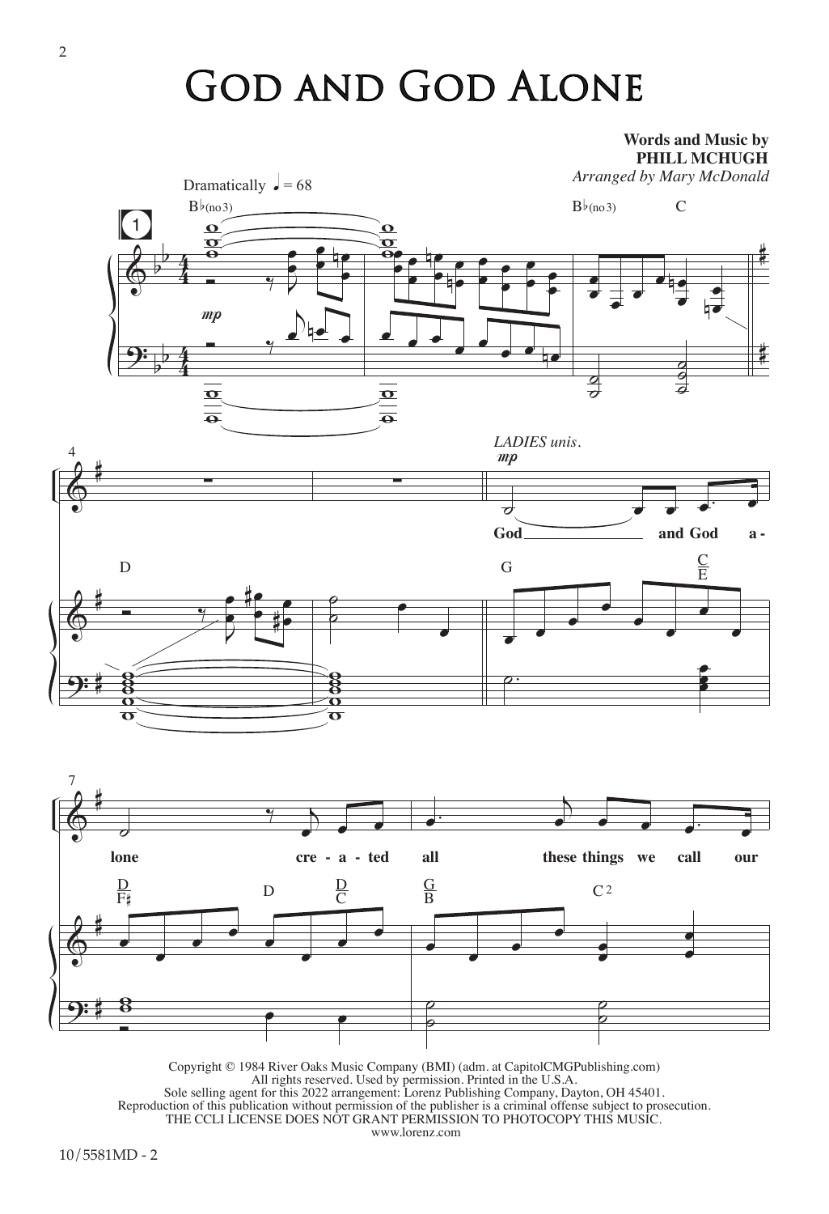# God and God Alone

**Words and Music by**
**PHILL MCHUGH**
*Arranged by Mary McDonald*

Dramatically ♩ = 68

LADIES unis.

God and God a - lone cre - a - ted all these things we call our

Copyright © 1984 River Oaks Music Company (BMI) (adm. at CapitolCMGPublishing.com)
All rights reserved. Used by permission. Printed in the U.S.A.
Sole selling agent for this 2022 arrangement: Lorenz Publishing Company, Dayton, OH 45401.
Reproduction of this publication without permission of the publisher is a criminal offense subject to prosecution.
THE CCLI LICENSE DOES NOT GRANT PERMISSION TO PHOTOCOPY THIS MUSIC.
www.lorenz.com

10/5581MD - 2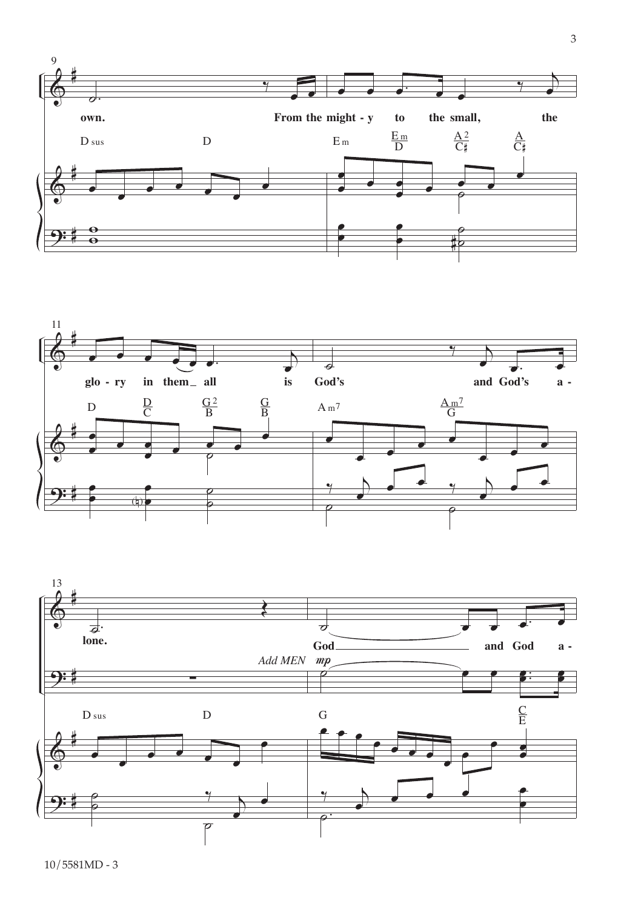9

own. From the might - y to the small, the

D sus D E m E m/D A 2/C♯ A/C♯

11

glo - ry in them all is God's and God's a -

D D/C G 2/B G/B A m7 A m7/G

13

lone. God and God a -

*Add MEN* *mp*

D sus D G C/E

10/5581MD - 3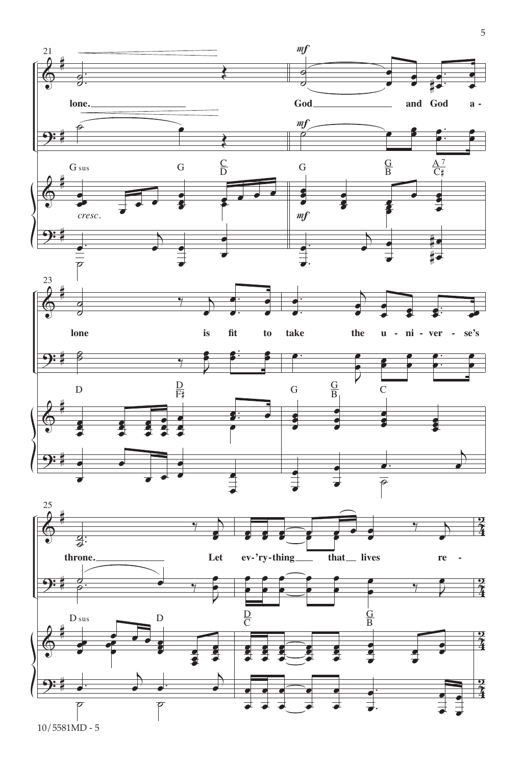21

lone. God and God a -

*mf*

G sus G C/D G G/B A7/C♯

*cresc.*

23

lone is fit to take the u - ni - ver - se's

D D/F♯ G G/B C

25

throne. Let ev-'ry-thing that lives re -

D sus D D/C G/B

2/4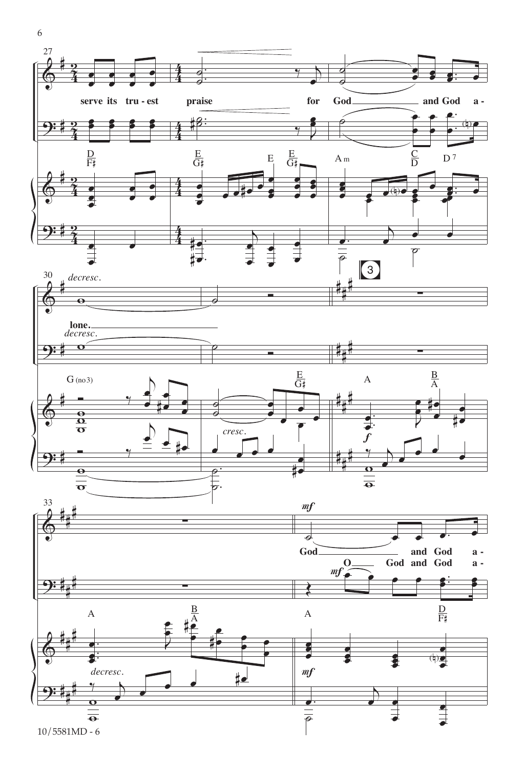27

serve its tru - est praise for God and God a - lone.

*decresc.*

30

3

33

*mf*

God and God a -

O God and God a -

D/F♯ E/G♯ E E/G♯ Am C/D D7

G (no3) E/G♯ A B/A

A B/A A D/F♯

*cresc.* *f* *decresc.* *mf*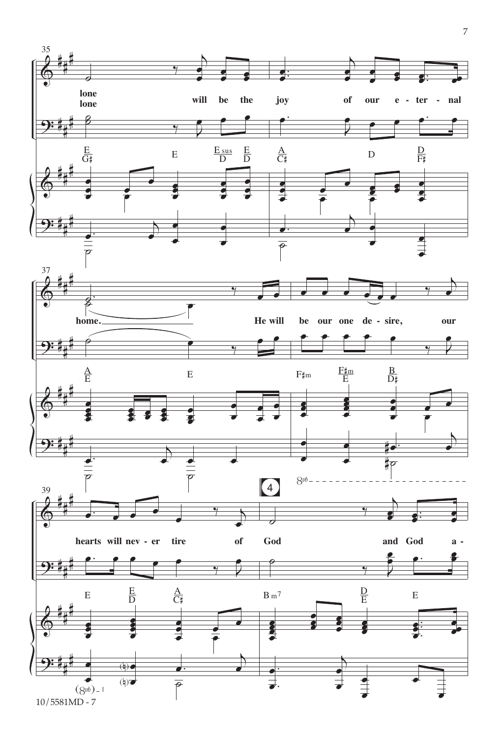lone
lone

will be the joy of our e - ter - nal home.

He will be our one de - sire, our hearts will nev - er tire of God and God a -

E/G♯ E Esus/D E/D A/C♯ D D/F♯

A/E E F♯m F♯m/E B/D♯

E E/D A/C♯ Bm7 D/E E

4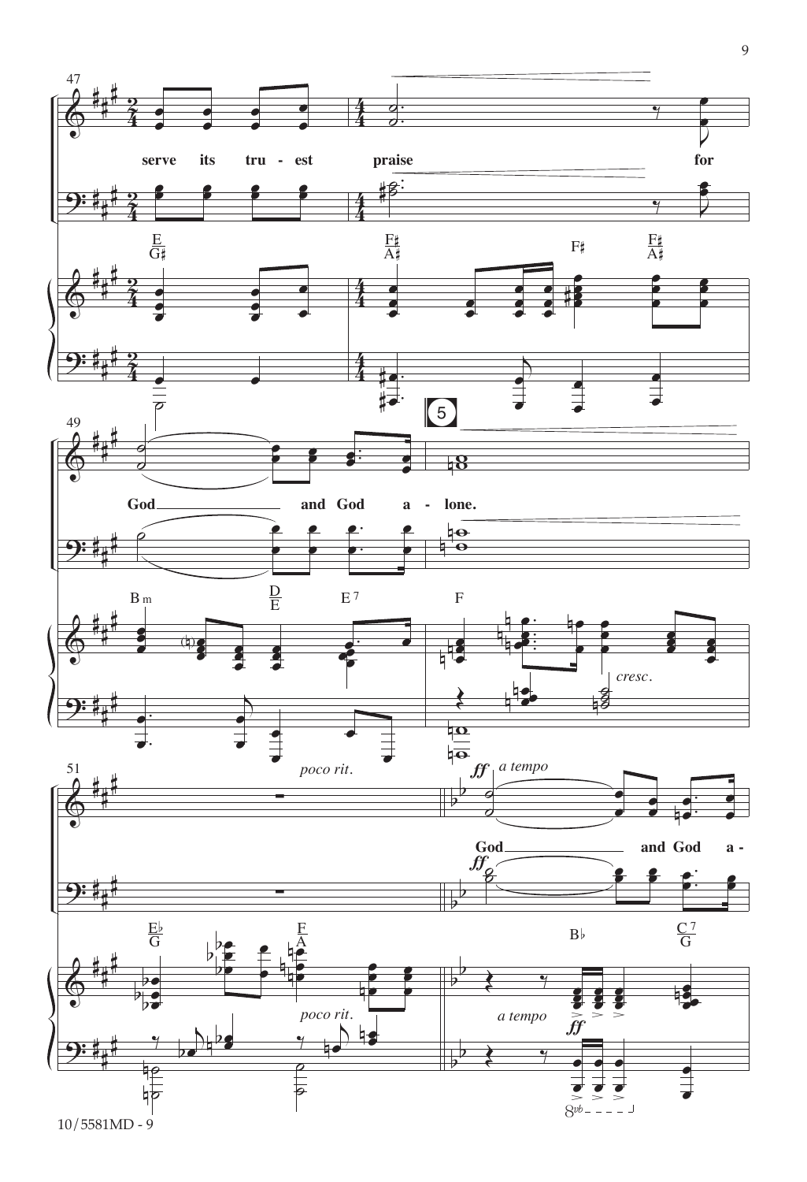47

serve its tru - est praise for

God and God a - lone.

51 *poco rit.* *ff a tempo*

God and God a -

10/5581MD - 9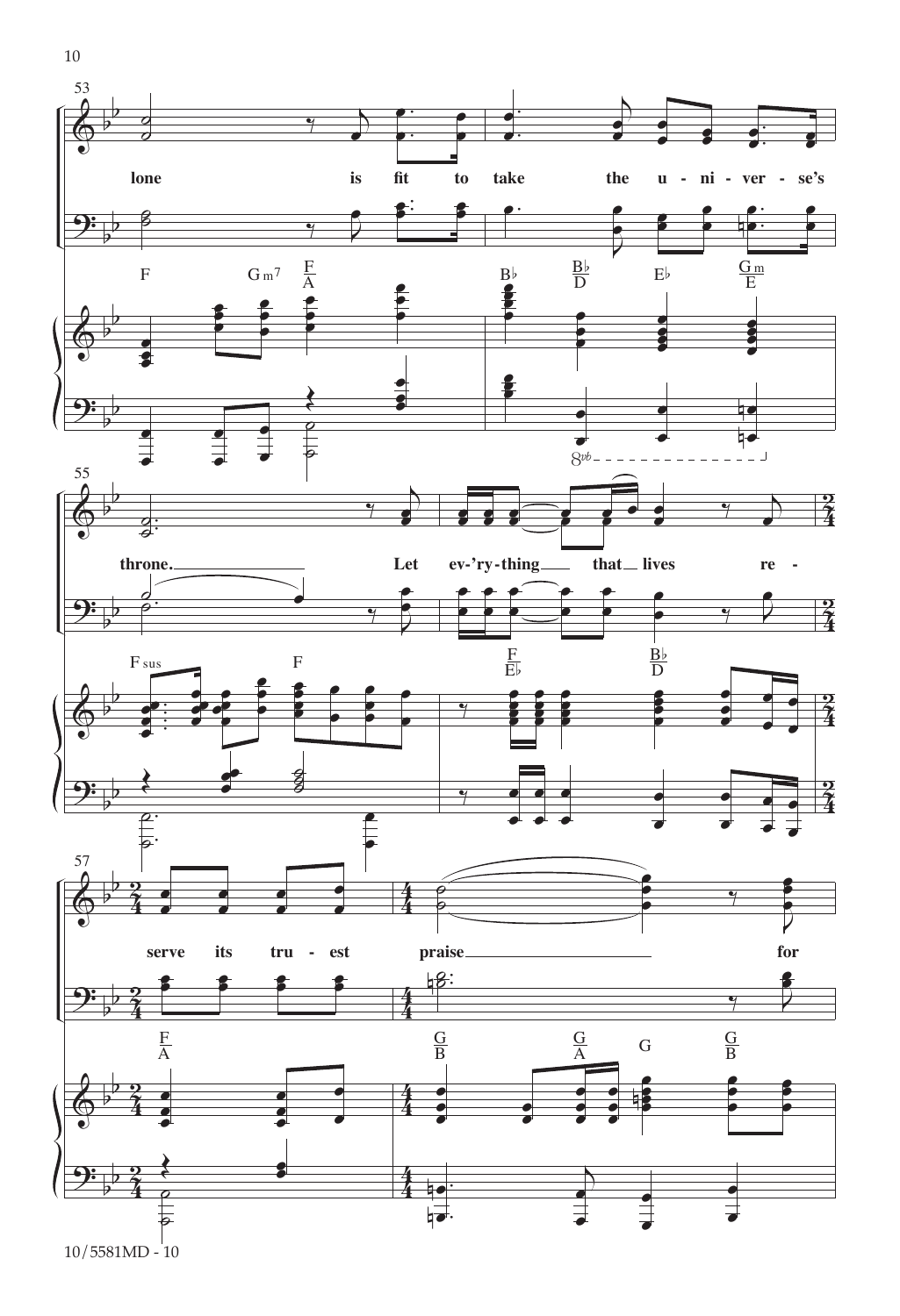53

lone is fit to take the u - ni - ver - se's

F Gm7 F/A Bb Bb/D Eb Gm/E

55

throne. Let ev-'ry-thing that lives re -

Fsus F F/Eb Bb/D

57

serve its tru - est praise for

F/A G/B G/A G G/B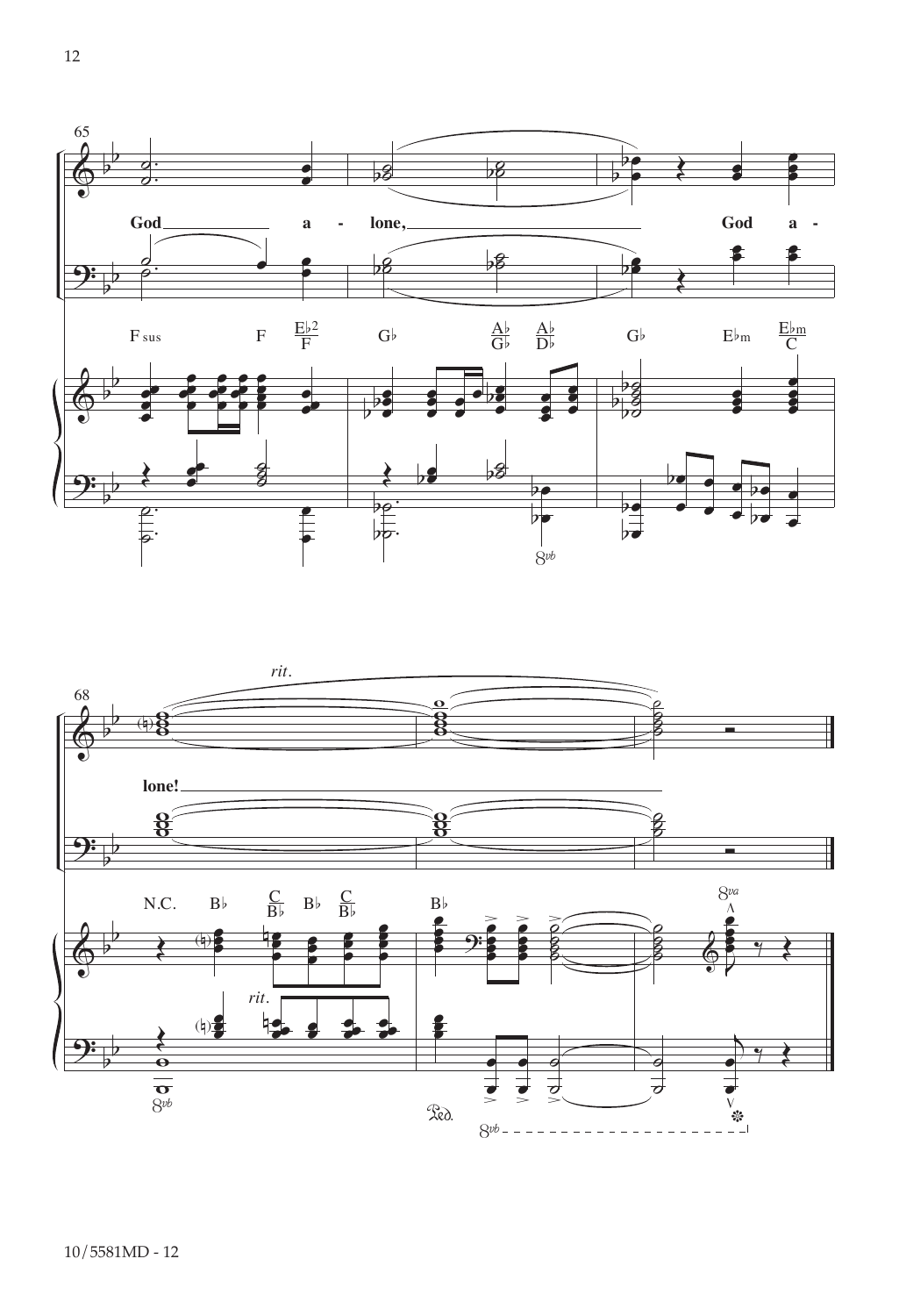65

God a - lone, God a -

F sus F E♭2/F G♭ A♭/G♭ A♭/D♭ G♭ E♭m E♭m/C

8vb

68

*rit.*

lone!

N.C. B♭ C/B♭ B♭ C/B♭ B♭

8va

*rit.*

8vb

Ped.

8vb